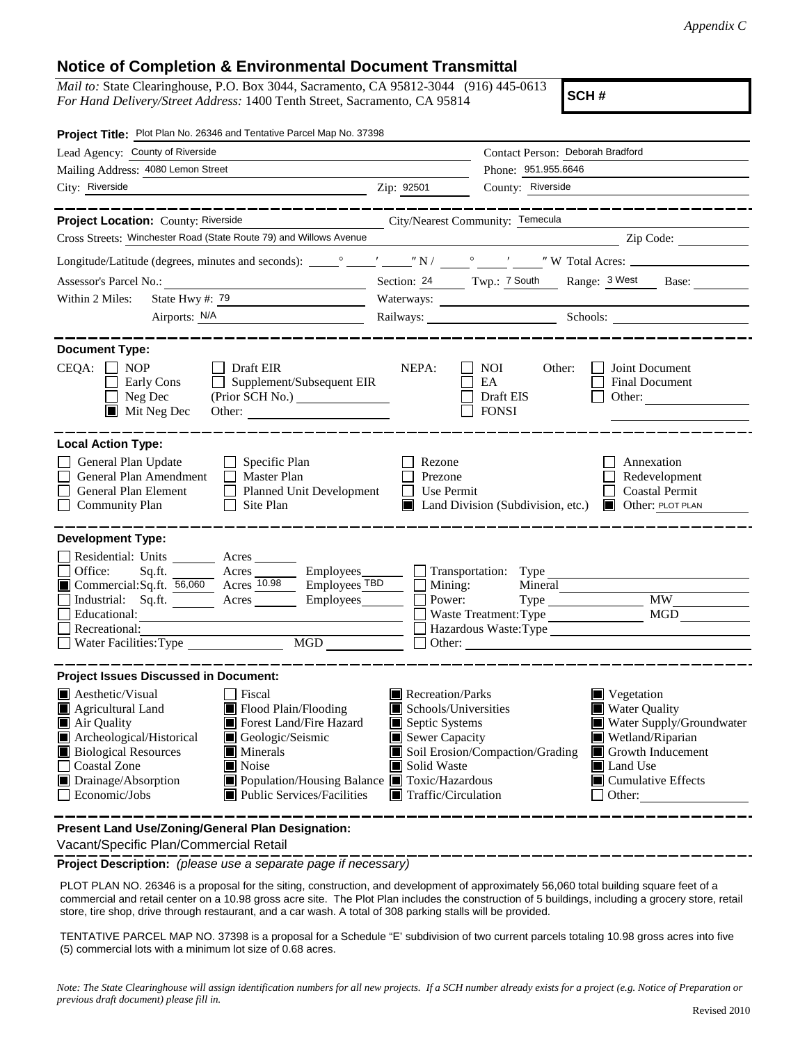*Appendix C*

## Notice of Completion & Environmental Document Transmittal

*Mail to:* State Clearinghouse, P.O. Box 3044, Sacramento, CA 95812-3044 (916) 445-0613
*For Hand Delivery/Street Address:* 1400 Tenth Street, Sacramento, CA 95814

**SCH #**

**Project Title:** Plot Plan No. 26346 and Tentative Parcel Map No. 37398

Lead Agency: County of Riverside
Contact Person: Deborah Bradford
Mailing Address: 4080 Lemon Street
Phone: 951.955.6646
City: Riverside
Zip: 92501
County: Riverside

**Project Location:** County: Riverside
City/Nearest Community: Temecula
Cross Streets: Winchester Road (State Route 79) and Willows Avenue
Zip Code:

Longitude/Latitude (degrees, minutes and seconds): ____° ____′ ____″ N / ____° ____′ ____″ W Total Acres:

Assessor's Parcel No.:
Section: 24 Twp.: 7 South Range: 3 West Base:

Within 2 Miles: State Hwy #: 79
Waterways:
Airports: N/A
Railways:
Schools:

**Document Type:**

CEQA:
- [ ] NOP
- [ ] Early Cons
- [ ] Neg Dec
- [x] Mit Neg Dec
- [ ] Draft EIR
- [ ] Supplement/Subsequent EIR (Prior SCH No.)
- Other:

NEPA:
- [ ] NOI
- [ ] EA
- [ ] Draft EIS
- [ ] FONSI

Other:
- [ ] Joint Document
- [ ] Final Document
- [ ] Other:

**Local Action Type:**

- [ ] General Plan Update
- [ ] General Plan Amendment
- [ ] General Plan Element
- [ ] Community Plan
- [ ] Specific Plan
- [ ] Master Plan
- [ ] Planned Unit Development
- [ ] Site Plan
- [ ] Rezone
- [ ] Prezone
- [ ] Use Permit
- [x] Land Division (Subdivision, etc.)
- [ ] Annexation
- [ ] Redevelopment
- [ ] Coastal Permit
- [x] Other: PLOT PLAN

**Development Type:**

- [ ] Residential: Units ____ Acres ____
- [ ] Office: Sq.ft. ____ Acres ____ Employees ____
- [x] Commercial: Sq.ft. 56,060 Acres 10.98 Employees TBD
- [ ] Industrial: Sq.ft. ____ Acres ____ Employees ____
- [ ] Educational:
- [ ] Recreational:
- [ ] Water Facilities: Type ____ MGD ____
- [ ] Transportation: Type
- [ ] Mining: Mineral
- [ ] Power: Type ____ MW ____
- [ ] Waste Treatment: Type ____ MGD ____
- [ ] Hazardous Waste: Type
- [ ] Other:

**Project Issues Discussed in Document:**

- [x] Aesthetic/Visual
- [x] Agricultural Land
- [x] Air Quality
- [x] Archeological/Historical
- [x] Biological Resources
- [ ] Coastal Zone
- [x] Drainage/Absorption
- [ ] Economic/Jobs
- [ ] Fiscal
- [x] Flood Plain/Flooding
- [x] Forest Land/Fire Hazard
- [x] Geologic/Seismic
- [x] Minerals
- [x] Noise
- [x] Population/Housing Balance
- [x] Public Services/Facilities
- [x] Recreation/Parks
- [x] Schools/Universities
- [x] Septic Systems
- [x] Sewer Capacity
- [x] Soil Erosion/Compaction/Grading
- [x] Solid Waste
- [x] Toxic/Hazardous
- [x] Traffic/Circulation
- [x] Vegetation
- [x] Water Quality
- [x] Water Supply/Groundwater
- [x] Wetland/Riparian
- [x] Growth Inducement
- [x] Land Use
- [x] Cumulative Effects
- [ ] Other:

**Present Land Use/Zoning/General Plan Designation:**

Vacant/Specific Plan/Commercial Retail

**Project Description:** *(please use a separate page if necessary)*

PLOT PLAN NO. 26346 is a proposal for the siting, construction, and development of approximately 56,060 total building square feet of a commercial and retail center on a 10.98 gross acre site. The Plot Plan includes the construction of 5 buildings, including a grocery store, retail store, tire shop, drive through restaurant, and a car wash. A total of 308 parking stalls will be provided.

TENTATIVE PARCEL MAP NO. 37398 is a proposal for a Schedule "E' subdivision of two current parcels totaling 10.98 gross acres into five (5) commercial lots with a minimum lot size of 0.68 acres.

*Note: The State Clearinghouse will assign identification numbers for all new projects. If a SCH number already exists for a project (e.g. Notice of Preparation or previous draft document) please fill in.*

Revised 2010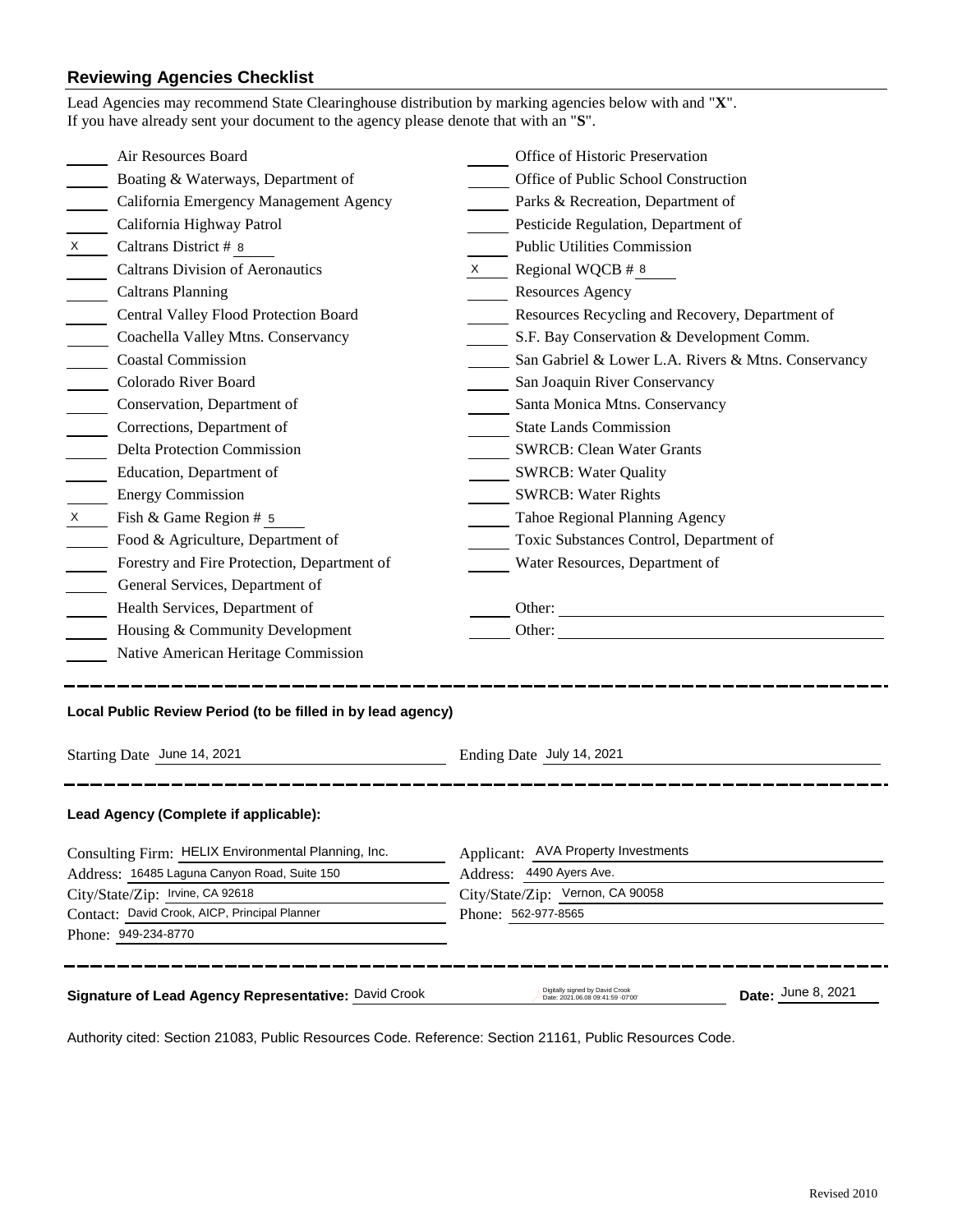## Reviewing Agencies Checklist

Lead Agencies may recommend State Clearinghouse distribution by marking agencies below with and "**X**".
If you have already sent your document to the agency please denote that with an "**S**".

| | | | |
|---|---|---|---|
| | Air Resources Board | | Office of Historic Preservation |
| | Boating & Waterways, Department of | | Office of Public School Construction |
| | California Emergency Management Agency | | Parks & Recreation, Department of |
| | California Highway Patrol | | Pesticide Regulation, Department of |
| X | Caltrans District # 8 | | Public Utilities Commission |
| | Caltrans Division of Aeronautics | X | Regional WQCB # 8 |
| | Caltrans Planning | | Resources Agency |
| | Central Valley Flood Protection Board | | Resources Recycling and Recovery, Department of |
| | Coachella Valley Mtns. Conservancy | | S.F. Bay Conservation & Development Comm. |
| | Coastal Commission | | San Gabriel & Lower L.A. Rivers & Mtns. Conservancy |
| | Colorado River Board | | San Joaquin River Conservancy |
| | Conservation, Department of | | Santa Monica Mtns. Conservancy |
| | Corrections, Department of | | State Lands Commission |
| | Delta Protection Commission | | SWRCB: Clean Water Grants |
| | Education, Department of | | SWRCB: Water Quality |
| | Energy Commission | | SWRCB: Water Rights |
| X | Fish & Game Region # 5 | | Tahoe Regional Planning Agency |
| | Food & Agriculture, Department of | | Toxic Substances Control, Department of |
| | Forestry and Fire Protection, Department of | | Water Resources, Department of |
| | General Services, Department of | | |
| | Health Services, Department of | | Other: |
| | Housing & Community Development | | Other: |
| | Native American Heritage Commission | | |

### Local Public Review Period (to be filled in by lead agency)

Starting Date June 14, 2021 Ending Date July 14, 2021

### Lead Agency (Complete if applicable):

Consulting Firm: HELIX Environmental Planning, Inc.
Address: 16485 Laguna Canyon Road, Suite 150
City/State/Zip: Irvine, CA 92618
Contact: David Crook, AICP, Principal Planner
Phone: 949-234-8770

Applicant: AVA Property Investments
Address: 4490 Ayers Ave.
City/State/Zip: Vernon, CA 90058
Phone: 562-977-8565

**Signature of Lead Agency Representative:** David Crook Digitally signed by David Crook Date: 2021.06.08 09:41:59 -07'00' **Date:** June 8, 2021

Authority cited: Section 21083, Public Resources Code. Reference: Section 21161, Public Resources Code.

Revised 2010